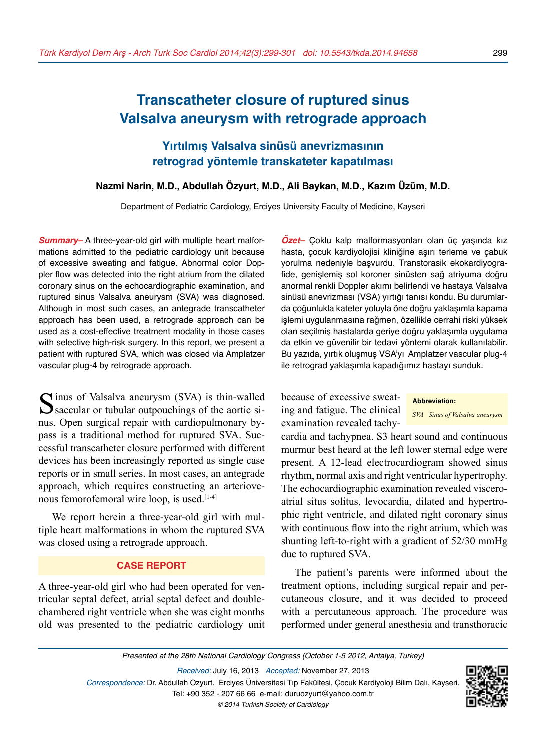# Transcatheter closure of ruptured sinus Valsalva aneurysm with retrograde approach

## Yırtılmış Valsalva sinüsü anevrizmasının retrograd yöntemle transkateter kapatılması

**Nazmi Narin, M.D., Abdullah Özyurt, M.D., Ali Baykan, M.D., Kazım Üzüm, M.D.**

Department of Pediatric Cardiology, Erciyes University Faculty of Medicine, Kayseri

***Summary–*** A three-year-old girl with multiple heart malformations admitted to the pediatric cardiology unit because of excessive sweating and fatigue. Abnormal color Doppler flow was detected into the right atrium from the dilated coronary sinus on the echocardiographic examination, and ruptured sinus Valsalva aneurysm (SVA) was diagnosed. Although in most such cases, an antegrade transcatheter approach has been used, a retrograde approach can be used as a cost-effective treatment modality in those cases with selective high-risk surgery. In this report, we present a patient with ruptured SVA, which was closed via Amplatzer vascular plug-4 by retrograde approach.

***Özet–*** Çoklu kalp malformasyonları olan üç yaşında kız hasta, çocuk kardiyolojisi kliniğine aşırı terleme ve çabuk yorulma nedeniyle başvurdu. Transtorasik ekokardiyografide, genişlemiş sol koroner sinüsten sağ atriyuma doğru anormal renkli Doppler akımı belirlendi ve hastaya Valsalva sinüsü anevrizması (VSA) yırtığı tanısı kondu. Bu durumlarda çoğunlukla kateter yoluyla öne doğru yaklaşımla kapama işlemi uygulanmasına rağmen, özellikle cerrahi riski yüksek olan seçilmiş hastalarda geriye doğru yaklaşımla uygulama da etkin ve güvenilir bir tedavi yöntemi olarak kullanılabilir. Bu yazıda, yırtık oluşmuş VSA'yı Amplatzer vascular plug-4 ile retrograd yaklaşımla kapadığımız hastayı sunduk.

Sinus of Valsalva aneurysm (SVA) is thin-walled saccular or tubular outpouchings of the aortic sinus. Open surgical repair with cardiopulmonary bypass is a traditional method for ruptured SVA. Successful transcatheter closure performed with different devices has been increasingly reported as single case reports or in small series. In most cases, an antegrade approach, which requires constructing an arteriovenous femorofemoral wire loop, is used.[1-4]

We report herein a three-year-old girl with multiple heart malformations in whom the ruptured SVA was closed using a retrograde approach.

## CASE REPORT

A three-year-old girl who had been operated for ventricular septal defect, atrial septal defect and double-chambered right ventricle when she was eight months old was presented to the pediatric cardiology unit because of excessive sweating and fatigue. The clinical examination revealed tachycardia and tachypnea. S3 heart sound and continuous murmur best heard at the left lower sternal edge were present. A 12-lead electrocardiogram showed sinus rhythm, normal axis and right ventricular hypertrophy. The echocardiographic examination revealed visceroatrial situs solitus, levocardia, dilated and hypertrophic right ventricle, and dilated right coronary sinus with continuous flow into the right atrium, which was shunting left-to-right with a gradient of 52/30 mmHg due to ruptured SVA.

**Abbreviation:**
*SVA Sinus of Valsalva aneurysm*

The patient's parents were informed about the treatment options, including surgical repair and percutaneous closure, and it was decided to proceed with a percutaneous approach. The procedure was performed under general anesthesia and transthoracic

*Presented at the 28th National Cardiology Congress (October 1-5 2012, Antalya, Turkey)*

*Received:* July 16, 2013 *Accepted:* November 27, 2013

*Correspondence:* Dr. Abdullah Ozyurt. Erciyes Üniversitesi Tıp Fakültesi, Çocuk Kardiyoloji Bilim Dalı, Kayseri. Tel: +90 352 - 207 66 66 e-mail: duruozyurt@yahoo.com.tr

*© 2014 Turkish Society of Cardiology*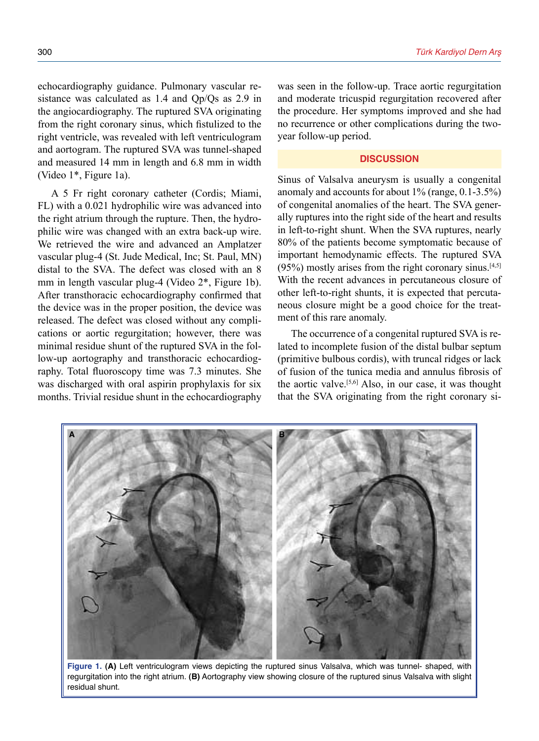echocardiography guidance. Pulmonary vascular resistance was calculated as 1.4 and Qp/Qs as 2.9 in the angiocardiography. The ruptured SVA originating from the right coronary sinus, which fistulized to the right ventricle, was revealed with left ventriculogram and aortogram. The ruptured SVA was tunnel-shaped and measured 14 mm in length and 6.8 mm in width (Video 1*, Figure 1a).

A 5 Fr right coronary catheter (Cordis; Miami, FL) with a 0.021 hydrophilic wire was advanced into the right atrium through the rupture. Then, the hydrophilic wire was changed with an extra back-up wire. We retrieved the wire and advanced an Amplatzer vascular plug-4 (St. Jude Medical, Inc; St. Paul, MN) distal to the SVA. The defect was closed with an 8 mm in length vascular plug-4 (Video 2*, Figure 1b). After transthoracic echocardiography confirmed that the device was in the proper position, the device was released. The defect was closed without any complications or aortic regurgitation; however, there was minimal residue shunt of the ruptured SVA in the follow-up aortography and transthoracic echocardiography. Total fluoroscopy time was 7.3 minutes. She was discharged with oral aspirin prophylaxis for six months. Trivial residue shunt in the echocardiography was seen in the follow-up. Trace aortic regurgitation and moderate tricuspid regurgitation recovered after the procedure. Her symptoms improved and she had no recurrence or other complications during the two-year follow-up period.

## DISCUSSION

Sinus of Valsalva aneurysm is usually a congenital anomaly and accounts for about 1% (range, 0.1-3.5%) of congenital anomalies of the heart. The SVA generally ruptures into the right side of the heart and results in left-to-right shunt. When the SVA ruptures, nearly 80% of the patients become symptomatic because of important hemodynamic effects. The ruptured SVA (95%) mostly arises from the right coronary sinus.[4,5] With the recent advances in percutaneous closure of other left-to-right shunts, it is expected that percutaneous closure might be a good choice for the treatment of this rare anomaly.

The occurrence of a congenital ruptured SVA is related to incomplete fusion of the distal bulbar septum (primitive bulbous cordis), with truncal ridges or lack of fusion of the tunica media and annulus fibrosis of the aortic valve.[5,6] Also, in our case, it was thought that the SVA originating from the right coronary si-

**Figure 1.** **(A)** Left ventriculogram views depicting the ruptured sinus Valsalva, which was tunnel- shaped, with regurgitation into the right atrium. **(B)** Aortography view showing closure of the ruptured sinus Valsalva with slight residual shunt.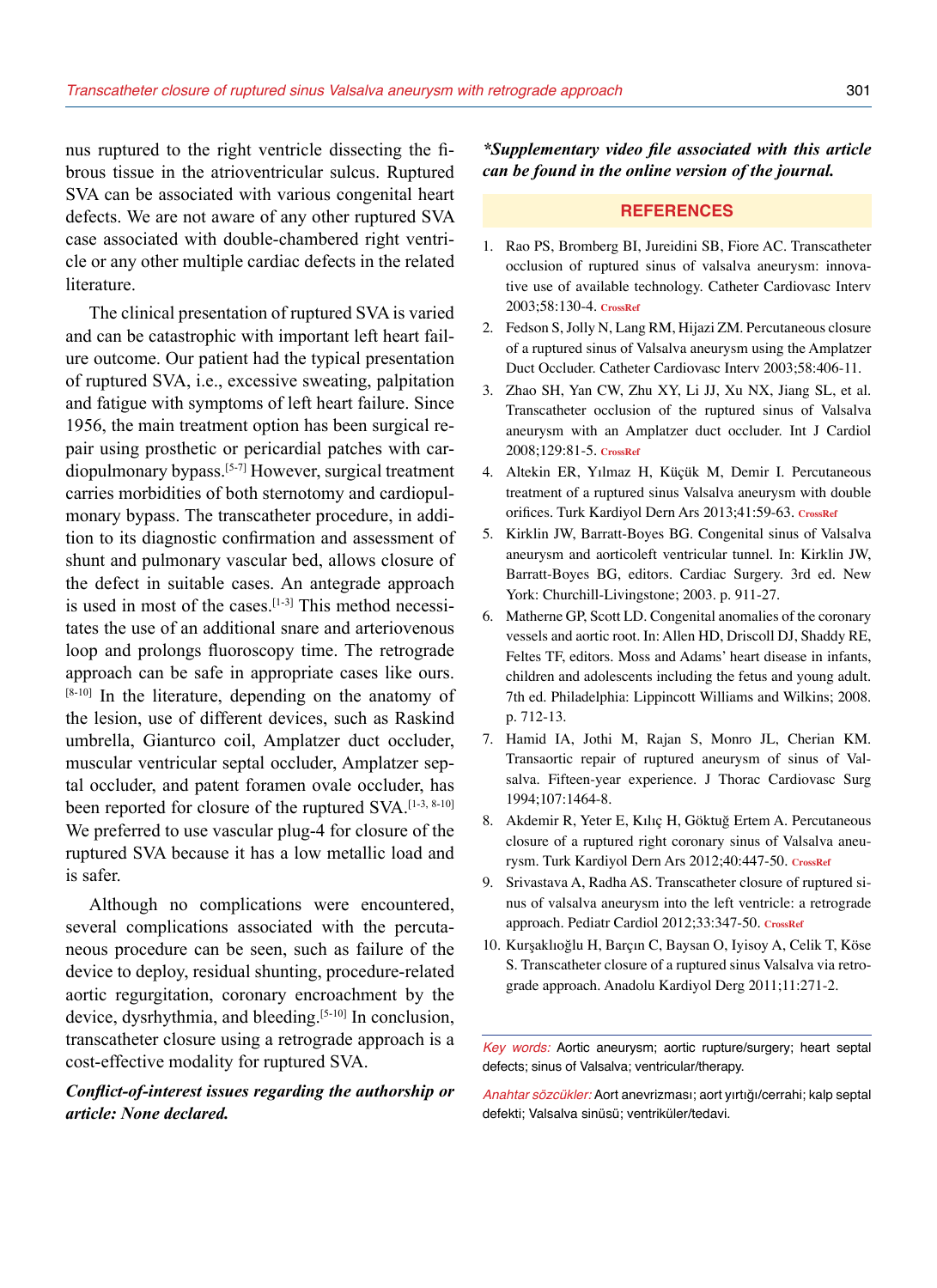nus ruptured to the right ventricle dissecting the fibrous tissue in the atrioventricular sulcus. Ruptured SVA can be associated with various congenital heart defects. We are not aware of any other ruptured SVA case associated with double-chambered right ventricle or any other multiple cardiac defects in the related literature.

The clinical presentation of ruptured SVA is varied and can be catastrophic with important left heart failure outcome. Our patient had the typical presentation of ruptured SVA, i.e., excessive sweating, palpitation and fatigue with symptoms of left heart failure. Since 1956, the main treatment option has been surgical repair using prosthetic or pericardial patches with cardiopulmonary bypass.[5-7] However, surgical treatment carries morbidities of both sternotomy and cardiopulmonary bypass. The transcatheter procedure, in addition to its diagnostic confirmation and assessment of shunt and pulmonary vascular bed, allows closure of the defect in suitable cases. An antegrade approach is used in most of the cases.[1-3] This method necessitates the use of an additional snare and arteriovenous loop and prolongs fluoroscopy time. The retrograde approach can be safe in appropriate cases like ours.[8-10] In the literature, depending on the anatomy of the lesion, use of different devices, such as Raskind umbrella, Gianturco coil, Amplatzer duct occluder, muscular ventricular septal occluder, Amplatzer septal occluder, and patent foramen ovale occluder, has been reported for closure of the ruptured SVA.[1-3, 8-10] We preferred to use vascular plug-4 for closure of the ruptured SVA because it has a low metallic load and is safer.

Although no complications were encountered, several complications associated with the percutaneous procedure can be seen, such as failure of the device to deploy, residual shunting, procedure-related aortic regurgitation, coronary encroachment by the device, dysrhythmia, and bleeding.[5-10] In conclusion, transcatheter closure using a retrograde approach is a cost-effective modality for ruptured SVA.

***Conflict-of-interest issues regarding the authorship or article: None declared.***

****Supplementary video file associated with this article can be found in the online version of the journal.***

## REFERENCES

1. Rao PS, Bromberg BI, Jureidini SB, Fiore AC. Transcatheter occlusion of ruptured sinus of valsalva aneurysm: innovative use of available technology. Catheter Cardiovasc Interv 2003;58:130-4. CrossRef
2. Fedson S, Jolly N, Lang RM, Hijazi ZM. Percutaneous closure of a ruptured sinus of Valsalva aneurysm using the Amplatzer Duct Occluder. Catheter Cardiovasc Interv 2003;58:406-11.
3. Zhao SH, Yan CW, Zhu XY, Li JJ, Xu NX, Jiang SL, et al. Transcatheter occlusion of the ruptured sinus of Valsalva aneurysm with an Amplatzer duct occluder. Int J Cardiol 2008;129:81-5. CrossRef
4. Altekin ER, Yılmaz H, Küçük M, Demir I. Percutaneous treatment of a ruptured sinus Valsalva aneurysm with double orifices. Turk Kardiyol Dern Ars 2013;41:59-63. CrossRef
5. Kirklin JW, Barratt-Boyes BG. Congenital sinus of Valsalva aneurysm and aorticoleft ventricular tunnel. In: Kirklin JW, Barratt-Boyes BG, editors. Cardiac Surgery. 3rd ed. New York: Churchill-Livingstone; 2003. p. 911-27.
6. Matherne GP, Scott LD. Congenital anomalies of the coronary vessels and aortic root. In: Allen HD, Driscoll DJ, Shaddy RE, Feltes TF, editors. Moss and Adams' heart disease in infants, children and adolescents including the fetus and young adult. 7th ed. Philadelphia: Lippincott Williams and Wilkins; 2008. p. 712-13.
7. Hamid IA, Jothi M, Rajan S, Monro JL, Cherian KM. Transaortic repair of ruptured aneurysm of sinus of Valsalva. Fifteen-year experience. J Thorac Cardiovasc Surg 1994;107:1464-8.
8. Akdemir R, Yeter E, Kılıç H, Göktuğ Ertem A. Percutaneous closure of a ruptured right coronary sinus of Valsalva aneurysm. Turk Kardiyol Dern Ars 2012;40:447-50. CrossRef
9. Srivastava A, Radha AS. Transcatheter closure of ruptured sinus of valsalva aneurysm into the left ventricle: a retrograde approach. Pediatr Cardiol 2012;33:347-50. CrossRef
10. Kurşaklıoğlu H, Barçın C, Baysan O, Iyisoy A, Celik T, Köse S. Transcatheter closure of a ruptured sinus Valsalva via retrograde approach. Anadolu Kardiyol Derg 2011;11:271-2.

*Key words:* Aortic aneurysm; aortic rupture/surgery; heart septal defects; sinus of Valsalva; ventricular/therapy.

*Anahtar sözcükler:* Aort anevrizması; aort yırtığı/cerrahi; kalp septal defekti; Valsalva sinüsü; ventriküler/tedavi.